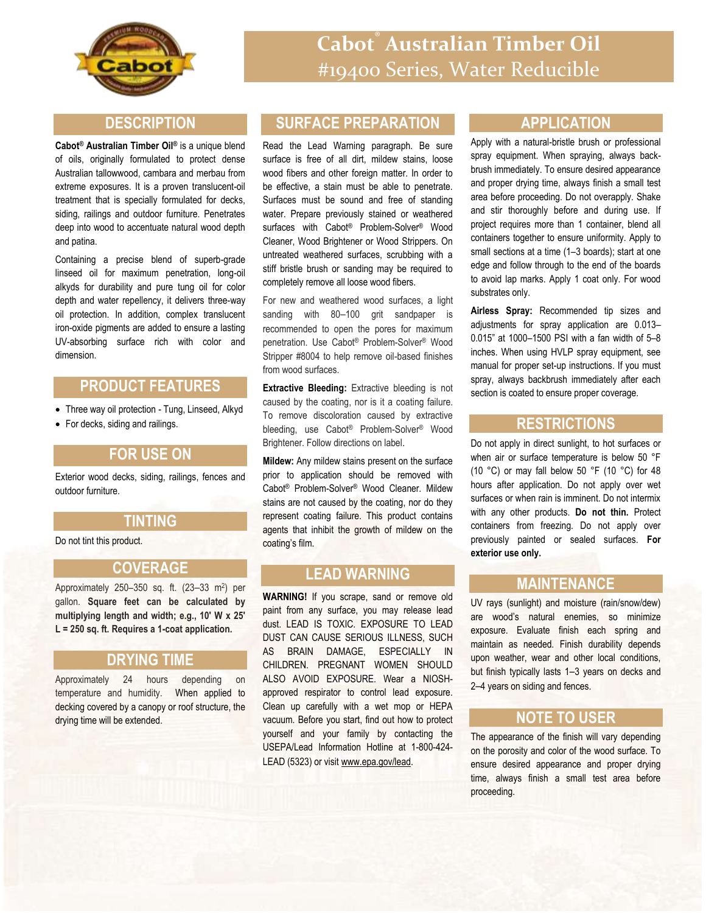# Cabot® Australian Timber Oil
## #19400 Series, Water Reducible

## DESCRIPTION

**Cabot® Australian Timber Oil®** is a unique blend of oils, originally formulated to protect dense Australian tallowwood, cambara and merbau from extreme exposures. It is a proven translucent-oil treatment that is specially formulated for decks, siding, railings and outdoor furniture. Penetrates deep into wood to accentuate natural wood depth and patina.

Containing a precise blend of superb-grade linseed oil for maximum penetration, long-oil alkyds for durability and pure tung oil for color depth and water repellency, it delivers three-way oil protection. In addition, complex translucent iron-oxide pigments are added to ensure a lasting UV-absorbing surface rich with color and dimension.

## PRODUCT FEATURES

- Three way oil protection - Tung, Linseed, Alkyd
- For decks, siding and railings.

## FOR USE ON

Exterior wood decks, siding, railings, fences and outdoor furniture.

## TINTING

Do not tint this product.

## COVERAGE

Approximately 250–350 sq. ft. (23–33 m$^2$) per gallon. **Square feet can be calculated by multiplying length and width; e.g., 10' W x 25' L = 250 sq. ft. Requires a 1-coat application.**

## DRYING TIME

Approximately 24 hours depending on temperature and humidity. When applied to decking covered by a canopy or roof structure, the drying time will be extended.

## SURFACE PREPARATION

Read the Lead Warning paragraph. Be sure surface is free of all dirt, mildew stains, loose wood fibers and other foreign matter. In order to be effective, a stain must be able to penetrate. Surfaces must be sound and free of standing water. Prepare previously stained or weathered surfaces with Cabot® Problem-Solver® Wood Cleaner, Wood Brightener or Wood Strippers. On untreated weathered surfaces, scrubbing with a stiff bristle brush or sanding may be required to completely remove all loose wood fibers.

For new and weathered wood surfaces, a light sanding with 80–100 grit sandpaper is recommended to open the pores for maximum penetration. Use Cabot® Problem-Solver® Wood Stripper #8004 to help remove oil-based finishes from wood surfaces.

**Extractive Bleeding:** Extractive bleeding is not caused by the coating, nor is it a coating failure. To remove discoloration caused by extractive bleeding, use Cabot® Problem-Solver® Wood Brightener. Follow directions on label.

**Mildew:** Any mildew stains present on the surface prior to application should be removed with Cabot® Problem-Solver® Wood Cleaner. Mildew stains are not caused by the coating, nor do they represent coating failure. This product contains agents that inhibit the growth of mildew on the coating's film.

## LEAD WARNING

**WARNING!** If you scrape, sand or remove old paint from any surface, you may release lead dust. LEAD IS TOXIC. EXPOSURE TO LEAD DUST CAN CAUSE SERIOUS ILLNESS, SUCH AS BRAIN DAMAGE, ESPECIALLY IN CHILDREN. PREGNANT WOMEN SHOULD ALSO AVOID EXPOSURE. Wear a NIOSH-approved respirator to control lead exposure. Clean up carefully with a wet mop or HEPA vacuum. Before you start, find out how to protect yourself and your family by contacting the USEPA/Lead Information Hotline at 1-800-424-LEAD (5323) or visit www.epa.gov/lead.

## APPLICATION

Apply with a natural-bristle brush or professional spray equipment. When spraying, always back-brush immediately. To ensure desired appearance and proper drying time, always finish a small test area before proceeding. Do not overapply. Shake and stir thoroughly before and during use. If project requires more than 1 container, blend all containers together to ensure uniformity. Apply to small sections at a time (1–3 boards); start at one edge and follow through to the end of the boards to avoid lap marks. Apply 1 coat only. For wood substrates only.

**Airless Spray:** Recommended tip sizes and adjustments for spray application are 0.013–0.015" at 1000–1500 PSI with a fan width of 5–8 inches. When using HVLP spray equipment, see manual for proper set-up instructions. If you must spray, always backbrush immediately after each section is coated to ensure proper coverage.

## RESTRICTIONS

Do not apply in direct sunlight, to hot surfaces or when air or surface temperature is below 50 °F (10 °C) or may fall below 50 °F (10 °C) for 48 hours after application. Do not apply over wet surfaces or when rain is imminent. Do not intermix with any other products. **Do not thin.** Protect containers from freezing. Do not apply over previously painted or sealed surfaces. **For exterior use only.**

## MAINTENANCE

UV rays (sunlight) and moisture (rain/snow/dew) are wood's natural enemies, so minimize exposure. Evaluate finish each spring and maintain as needed. Finish durability depends upon weather, wear and other local conditions, but finish typically lasts 1–3 years on decks and 2–4 years on siding and fences.

## NOTE TO USER

The appearance of the finish will vary depending on the porosity and color of the wood surface. To ensure desired appearance and proper drying time, always finish a small test area before proceeding.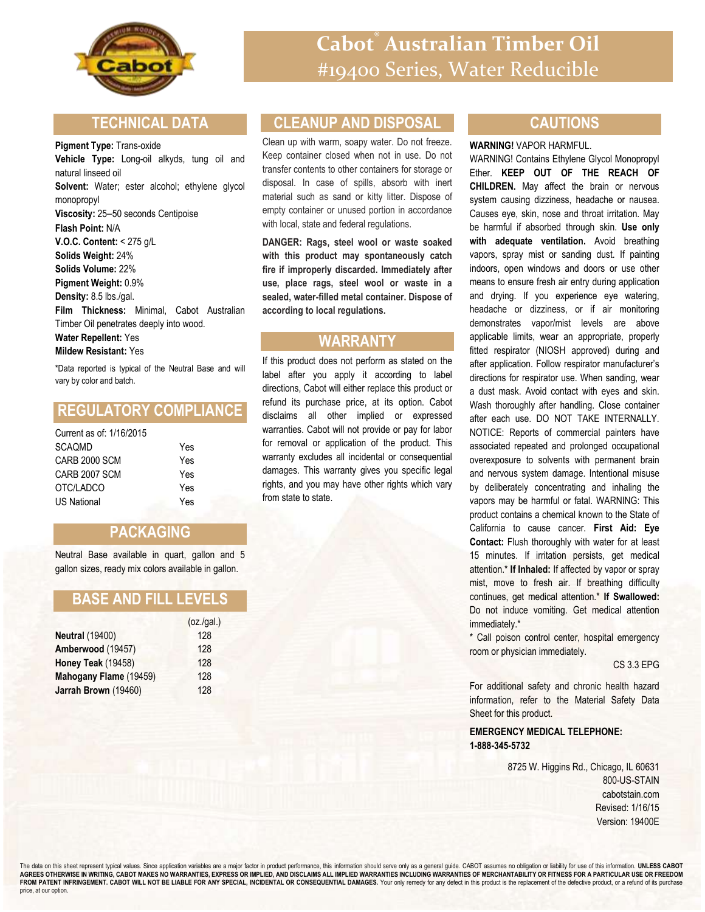# Cabot® Australian Timber Oil
## #19400 Series, Water Reducible

## TECHNICAL DATA

**Pigment Type:** Trans-oxide
**Vehicle Type:** Long-oil alkyds, tung oil and natural linseed oil
**Solvent:** Water; ester alcohol; ethylene glycol monopropyl
**Viscosity:** 25–50 seconds Centipoise
**Flash Point:** N/A
**V.O.C. Content:** < 275 g/L
**Solids Weight:** 24%
**Solids Volume:** 22%
**Pigment Weight:** 0.9%
**Density:** 8.5 lbs./gal.
**Film Thickness:** Minimal, Cabot Australian Timber Oil penetrates deeply into wood.
**Water Repellent:** Yes
**Mildew Resistant:** Yes

*Data reported is typical of the Neutral Base and will vary by color and batch.

## REGULATORY COMPLIANCE

| Current as of: 1/16/2015 | |
|---|---|
| SCAQMD | Yes |
| CARB 2000 SCM | Yes |
| CARB 2007 SCM | Yes |
| OTC/LADCO | Yes |
| US National | Yes |

## PACKAGING

Neutral Base available in quart, gallon and 5 gallon sizes, ready mix colors available in gallon.

## BASE AND FILL LEVELS

| | (oz./gal.) |
|---|---|
| **Neutral** (19400) | 128 |
| **Amberwood** (19457) | 128 |
| **Honey Teak** (19458) | 128 |
| **Mahogany Flame** (19459) | 128 |
| **Jarrah Brown** (19460) | 128 |

## CLEANUP AND DISPOSAL

Clean up with warm, soapy water. Do not freeze. Keep container closed when not in use. Do not transfer contents to other containers for storage or disposal. In case of spills, absorb with inert material such as sand or kitty litter. Dispose of empty container or unused portion in accordance with local, state and federal regulations.

**DANGER: Rags, steel wool or waste soaked with this product may spontaneously catch fire if improperly discarded. Immediately after use, place rags, steel wool or waste in a sealed, water-filled metal container. Dispose of according to local regulations.**

## WARRANTY

If this product does not perform as stated on the label after you apply it according to label directions, Cabot will either replace this product or refund its purchase price, at its option. Cabot disclaims all other implied or expressed warranties. Cabot will not provide or pay for labor for removal or application of the product. This warranty excludes all incidental or consequential damages. This warranty gives you specific legal rights, and you may have other rights which vary from state to state.

## CAUTIONS

**WARNING!** VAPOR HARMFUL.

WARNING! Contains Ethylene Glycol Monopropyl Ether. **KEEP OUT OF THE REACH OF CHILDREN.** May affect the brain or nervous system causing dizziness, headache or nausea. Causes eye, skin, nose and throat irritation. May be harmful if absorbed through skin. **Use only with adequate ventilation.** Avoid breathing vapors, spray mist or sanding dust. If painting indoors, open windows and doors or use other means to ensure fresh air entry during application and drying. If you experience eye watering, headache or dizziness, or if air monitoring demonstrates vapor/mist levels are above applicable limits, wear an appropriate, properly fitted respirator (NIOSH approved) during and after application. Follow respirator manufacturer's directions for respirator use. When sanding, wear a dust mask. Avoid contact with eyes and skin. Wash thoroughly after handling. Close container after each use. DO NOT TAKE INTERNALLY. NOTICE: Reports of commercial painters have associated repeated and prolonged occupational overexposure to solvents with permanent brain and nervous system damage. Intentional misuse by deliberately concentrating and inhaling the vapors may be harmful or fatal. WARNING: This product contains a chemical known to the State of California to cause cancer. **First Aid: Eye Contact:** Flush thoroughly with water for at least 15 minutes. If irritation persists, get medical attention.* **If Inhaled:** If affected by vapor or spray mist, move to fresh air. If breathing difficulty continues, get medical attention.* **If Swallowed:** Do not induce vomiting. Get medical attention immediately.*

* Call poison control center, hospital emergency room or physician immediately.

CS 3.3 EPG

For additional safety and chronic health hazard information, refer to the Material Safety Data Sheet for this product.

**EMERGENCY MEDICAL TELEPHONE: 1-888-345-5732**

8725 W. Higgins Rd., Chicago, IL 60631
800-US-STAIN
cabotstain.com
Revised: 1/16/15
Version: 19400E

The data on this sheet represent typical values. Since application variables are a major factor in product performance, this information should serve only as a general guide. CABOT assumes no obligation or liability for use of this information. **UNLESS CABOT AGREES OTHERWISE IN WRITING, CABOT MAKES NO WARRANTIES, EXPRESS OR IMPLIED, AND DISCLAIMS ALL IMPLIED WARRANTIES INCLUDING WARRANTIES OF MERCHANTABILITY OR FITNESS FOR A PARTICULAR USE OR FREEDOM FROM PATENT INFRINGEMENT. CABOT WILL NOT BE LIABLE FOR ANY SPECIAL, INCIDENTAL OR CONSEQUENTIAL DAMAGES.** Your only remedy for any defect in this product is the replacement of the defective product, or a refund of its purchase price, at our option.